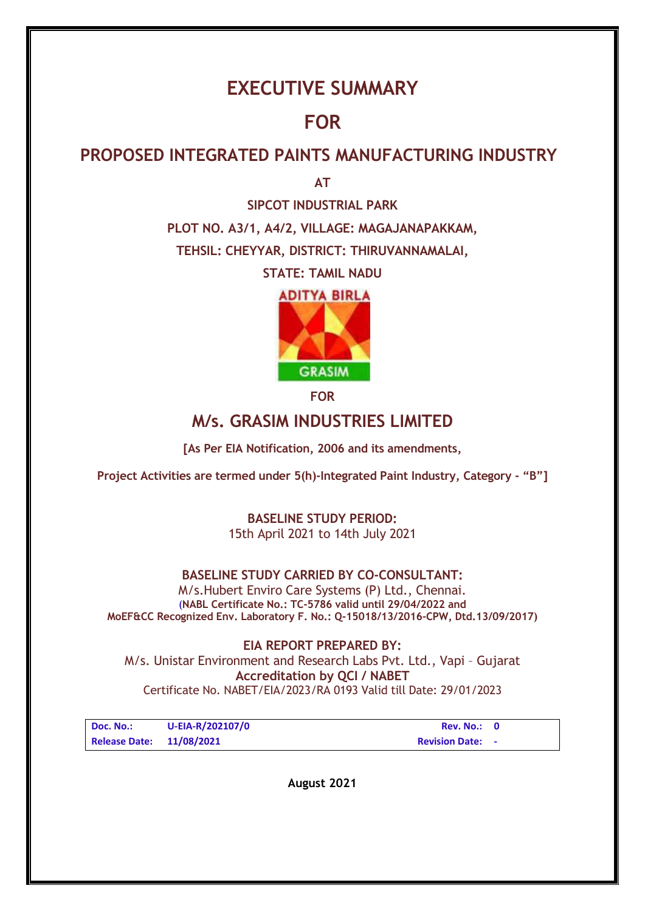# EXECUTIVE SUMMARY

# FOR

## PROPOSED INTEGRATED PAINTS MANUFACTURING INDUSTRY

**AT**

**SIPCOT INDUSTRIAL PARK**

**PLOT NO. A3/1, A4/2, VILLAGE: MAGAJANAPAKKAM,**

**TEHSIL: CHEYYAR, DISTRICT: THIRUVANNAMALAI,**

**STATE: TAMIL NADU**

ADITYA BIRLA

GRASIM

**FOR**

## M/s. GRASIM INDUSTRIES LIMITED

**[As Per EIA Notification, 2006 and its amendments,**

**Project Activities are termed under 5(h)-Integrated Paint Industry, Category - "B"]**

**BASELINE STUDY PERIOD:**

15th April 2021 to 14th July 2021

**BASELINE STUDY CARRIED BY CO-CONSULTANT:**

M/s.Hubert Enviro Care Systems (P) Ltd., Chennai.

**(NABL Certificate No.: TC-5786 valid until 29/04/2022 and MoEF&CC Recognized Env. Laboratory F. No.: Q-15018/13/2016-CPW, Dtd.13/09/2017)**

**EIA REPORT PREPARED BY:**

M/s. Unistar Environment and Research Labs Pvt. Ltd., Vapi – Gujarat

**Accreditation by QCI / NABET**

Certificate No. NABET/EIA/2023/RA 0193 Valid till Date: 29/01/2023

| **Doc. No.:** | **U-EIA-R/202107/0** | **Rev. No.:** | **0** |
|---|---|---|---|
| **Release Date:** | **11/08/2021** | **Revision Date:** | **-** |

**August 2021**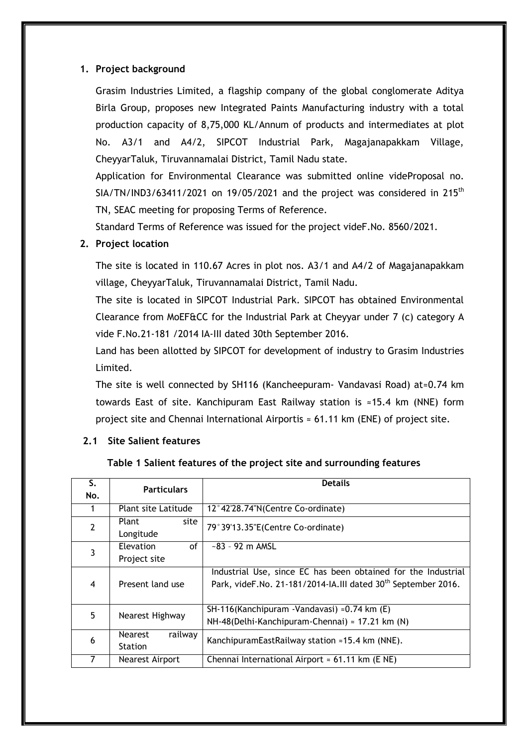## 1. Project background

Grasim Industries Limited, a flagship company of the global conglomerate Aditya Birla Group, proposes new Integrated Paints Manufacturing industry with a total production capacity of 8,75,000 KL/Annum of products and intermediates at plot No. A3/1 and A4/2, SIPCOT Industrial Park, Magajanapakkam Village, CheyyarTaluk, Tiruvannamalai District, Tamil Nadu state.

Application for Environmental Clearance was submitted online videProposal no. SIA/TN/IND3/63411/2021 on 19/05/2021 and the project was considered in 215[th] TN, SEAC meeting for proposing Terms of Reference.

Standard Terms of Reference was issued for the project videF.No. 8560/2021.

## 2. Project location

The site is located in 110.67 Acres in plot nos. A3/1 and A4/2 of Magajanapakkam village, CheyyarTaluk, Tiruvannamalai District, Tamil Nadu.

The site is located in SIPCOT Industrial Park. SIPCOT has obtained Environmental Clearance from MoEF&CC for the Industrial Park at Cheyyar under 7 (c) category A vide F.No.21-181 /2014 IA-III dated 30th September 2016.

Land has been allotted by SIPCOT for development of industry to Grasim Industries Limited.

The site is well connected by SH116 (Kancheepuram- Vandavasi Road) at≈0.74 km towards East of site. Kanchipuram East Railway station is ≈15.4 km (NNE) form project site and Chennai International Airportis ≈ 61.11 km (ENE) of project site.

### 2.1 Site Salient features

**Table 1 Salient features of the project site and surrounding features**

| S. No. | Particulars | Details |
|---|---|---|
| 1 | Plant site Latitude | 12°42'28.74"N(Centre Co-ordinate) |
| 2 | Plant site Longitude | 79°39'13.35"E(Centre Co-ordinate) |
| 3 | Elevation of Project site | ~83 – 92 m AMSL |
| 4 | Present land use | Industrial Use, since EC has been obtained for the Industrial Park, videF.No. 21-181/2014-IA.III dated 30[th] September 2016. |
| 5 | Nearest Highway | SH-116(Kanchipuram -Vandavasi) ≈0.74 km (E)<br>NH-48(Delhi-Kanchipuram-Chennai) ≈ 17.21 km (N) |
| 6 | Nearest railway Station | KanchipuramEastRailway station ≈15.4 km (NNE). |
| 7 | Nearest Airport | Chennai International Airport ≈ 61.11 km (E NE) |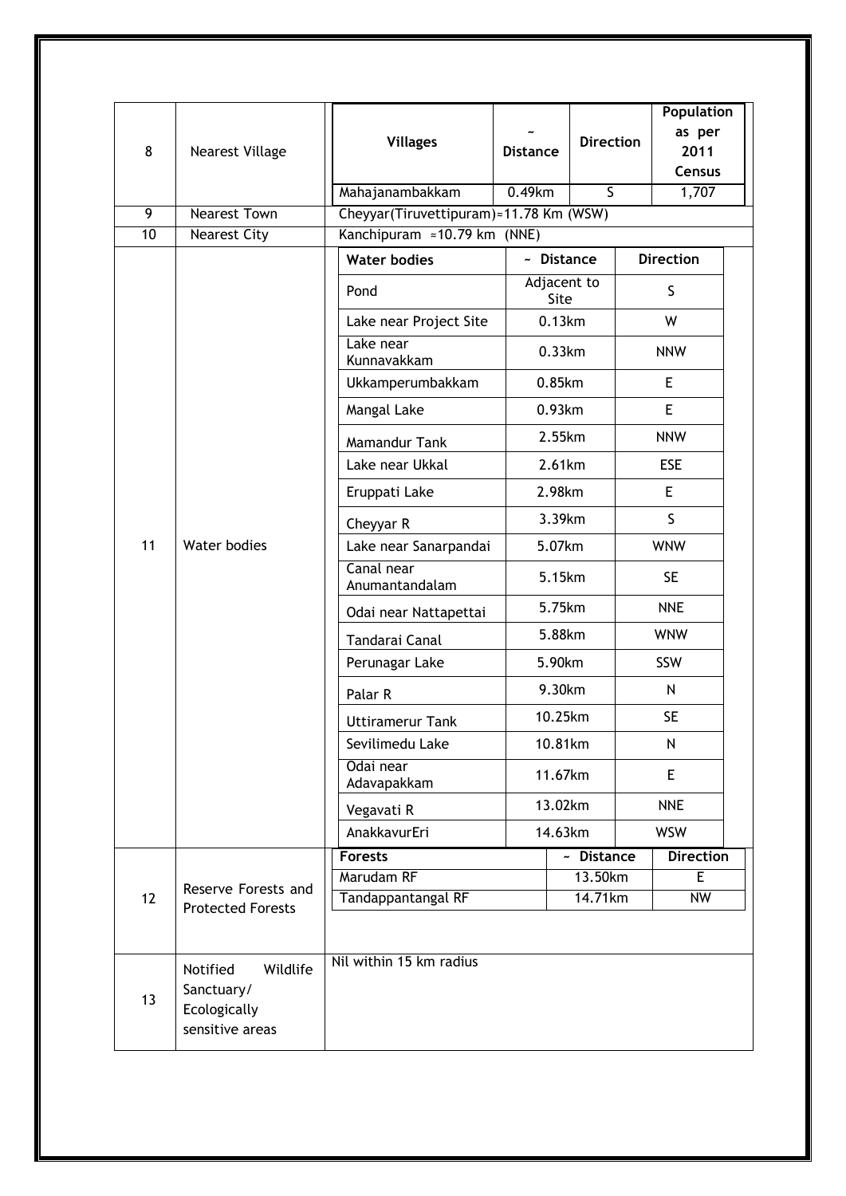| 8 | Nearest Village | Villages | ~ Distance | Direction | Population as per 2011 Census |
|---|---|---|---|---|---|
| | | Mahajanambakkam | 0.49km | S | 1,707 |
| 9 | Nearest Town | Cheyyar(Tiruvettipuram)≈11.78 Km (WSW) | | | |
| 10 | Nearest City | Kanchipuram ≈10.79 km (NNE) | | | |
| 11 | Water bodies | **Water bodies** | **~ Distance** | **Direction** | |
| | | Pond | Adjacent to Site | S | |
| | | Lake near Project Site | 0.13km | W | |
| | | Lake near Kunnavakkam | 0.33km | NNW | |
| | | Ukkamperumbakkam | 0.85km | E | |
| | | Mangal Lake | 0.93km | E | |
| | | Mamandur Tank | 2.55km | NNW | |
| | | Lake near Ukkal | 2.61km | ESE | |
| | | Eruppati Lake | 2.98km | E | |
| | | Cheyyar R | 3.39km | S | |
| | | Lake near Sanarpandai | 5.07km | WNW | |
| | | Canal near Anumantandalam | 5.15km | SE | |
| | | Odai near Nattapettai | 5.75km | NNE | |
| | | Tandarai Canal | 5.88km | WNW | |
| | | Perunagar Lake | 5.90km | SSW | |
| | | Palar R | 9.30km | N | |
| | | Uttiramerur Tank | 10.25km | SE | |
| | | Sevilimedu Lake | 10.81km | N | |
| | | Odai near Adavapakkam | 11.67km | E | |
| | | Vegavati R | 13.02km | NNE | |
| | | AnakkavurEri | 14.63km | WSW | |
| 12 | Reserve Forests and Protected Forests | **Forests** | **~ Distance** | **Direction** | |
| | | Marudam RF | 13.50km | E | |
| | | Tandappantangal RF | 14.71km | NW | |
| 13 | Notified Wildlife Sanctuary/ Ecologically sensitive areas | Nil within 15 km radius | | | |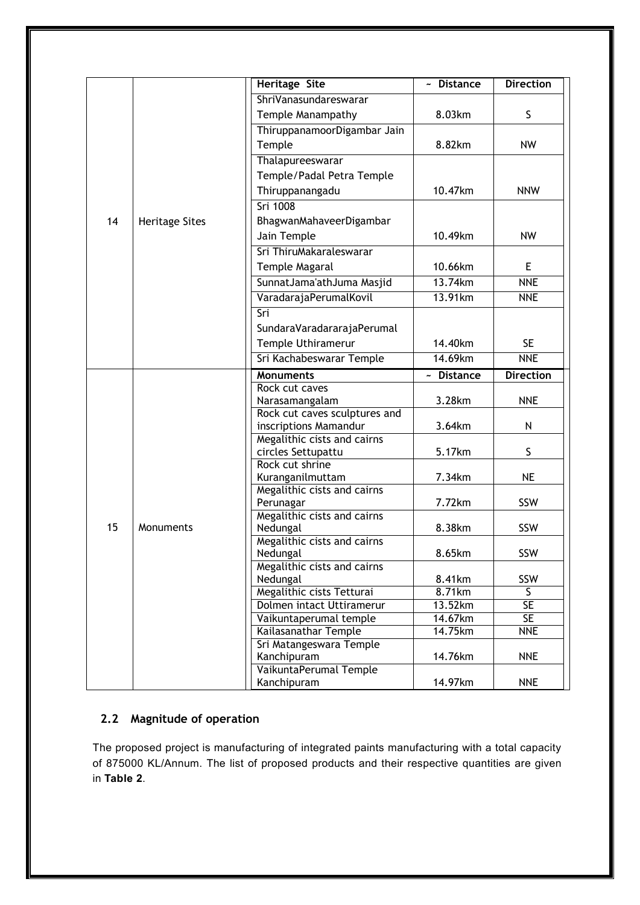| | | Heritage Site | ~ Distance | Direction |
|---|---|---|---|---|
| 14 | Heritage Sites | ShriVanasundareswarar Temple Manampathy | 8.03km | S |
| | | ThiruppanamoorDigambar Jain Temple | 8.82km | NW |
| | | Thalapureeswarar Temple/Padal Petra Temple Thiruppanangadu | 10.47km | NNW |
| | | Sri 1008 BhagwanMahaveerDigambar Jain Temple | 10.49km | NW |
| | | Sri ThiruMakaraleswarar Temple Magaral | 10.66km | E |
| | | SunnatJama'athJuma Masjid | 13.74km | NNE |
| | | VaradarajaPerumalKovil | 13.91km | NNE |
| | | Sri SundaraVaradararajaPerumal Temple Uthiramerur | 14.40km | SE |
| | | Sri Kachabeswarar Temple | 14.69km | NNE |
| | | **Monuments** | **~ Distance** | **Direction** |
| 15 | Monuments | Rock cut caves Narasamangalam | 3.28km | NNE |
| | | Rock cut caves sculptures and inscriptions Mamandur | 3.64km | N |
| | | Megalithic cists and cairns circles Settupattu | 5.17km | S |
| | | Rock cut shrine Kuranganilmuttam | 7.34km | NE |
| | | Megalithic cists and cairns Perunagar | 7.72km | SSW |
| | | Megalithic cists and cairns Nedungal | 8.38km | SSW |
| | | Megalithic cists and cairns Nedungal | 8.65km | SSW |
| | | Megalithic cists and cairns Nedungal | 8.41km | SSW |
| | | Megalithic cists Tetturai | 8.71km | S |
| | | Dolmen intact Uttiramerur | 13.52km | SE |
| | | Vaikuntaperumal temple | 14.67km | SE |
| | | Kailasanathar Temple | 14.75km | NNE |
| | | Sri Matangeswara Temple Kanchipuram | 14.76km | NNE |
| | | VaikuntaPerumal Temple Kanchipuram | 14.97km | NNE |

## 2.2 Magnitude of operation

The proposed project is manufacturing of integrated paints manufacturing with a total capacity of 875000 KL/Annum. The list of proposed products and their respective quantities are given in **Table 2**.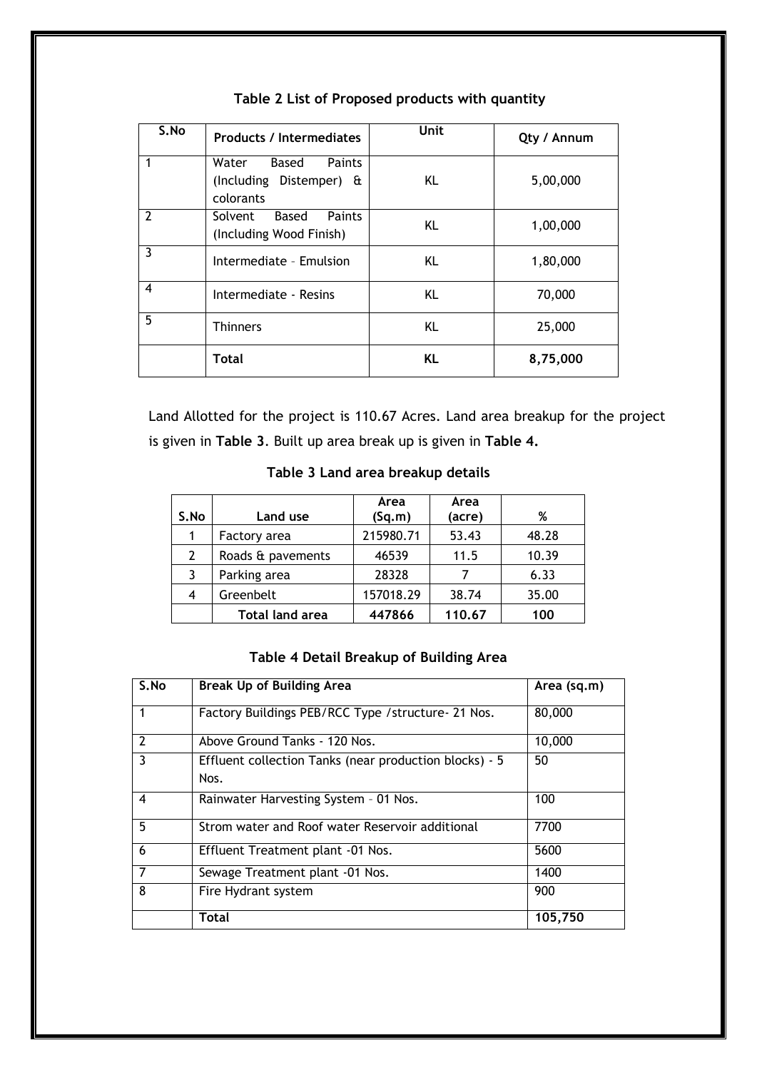**Table 2 List of Proposed products with quantity**

| S.No | Products / Intermediates | Unit | Qty / Annum |
|---|---|---|---|
| 1 | Water Based Paints (Including Distemper) & colorants | KL | 5,00,000 |
| 2 | Solvent Based Paints (Including Wood Finish) | KL | 1,00,000 |
| 3 | Intermediate – Emulsion | KL | 1,80,000 |
| 4 | Intermediate - Resins | KL | 70,000 |
| 5 | Thinners | KL | 25,000 |
| | **Total** | **KL** | **8,75,000** |

Land Allotted for the project is 110.67 Acres. Land area breakup for the project is given in **Table 3**. Built up area break up is given in **Table 4.**

**Table 3 Land area breakup details**

| S.No | Land use | Area (Sq.m) | Area (acre) | % |
|---|---|---|---|---|
| 1 | Factory area | 215980.71 | 53.43 | 48.28 |
| 2 | Roads & pavements | 46539 | 11.5 | 10.39 |
| 3 | Parking area | 28328 | 7 | 6.33 |
| 4 | Greenbelt | 157018.29 | 38.74 | 35.00 |
| | **Total land area** | **447866** | **110.67** | **100** |

**Table 4 Detail Breakup of Building Area**

| S.No | Break Up of Building Area | Area (sq.m) |
|---|---|---|
| 1 | Factory Buildings PEB/RCC Type /structure- 21 Nos. | 80,000 |
| 2 | Above Ground Tanks - 120 Nos. | 10,000 |
| 3 | Effluent collection Tanks (near production blocks) - 5 Nos. | 50 |
| 4 | Rainwater Harvesting System – 01 Nos. | 100 |
| 5 | Strom water and Roof water Reservoir additional | 7700 |
| 6 | Effluent Treatment plant -01 Nos. | 5600 |
| 7 | Sewage Treatment plant -01 Nos. | 1400 |
| 8 | Fire Hydrant system | 900 |
| | **Total** | **105,750** |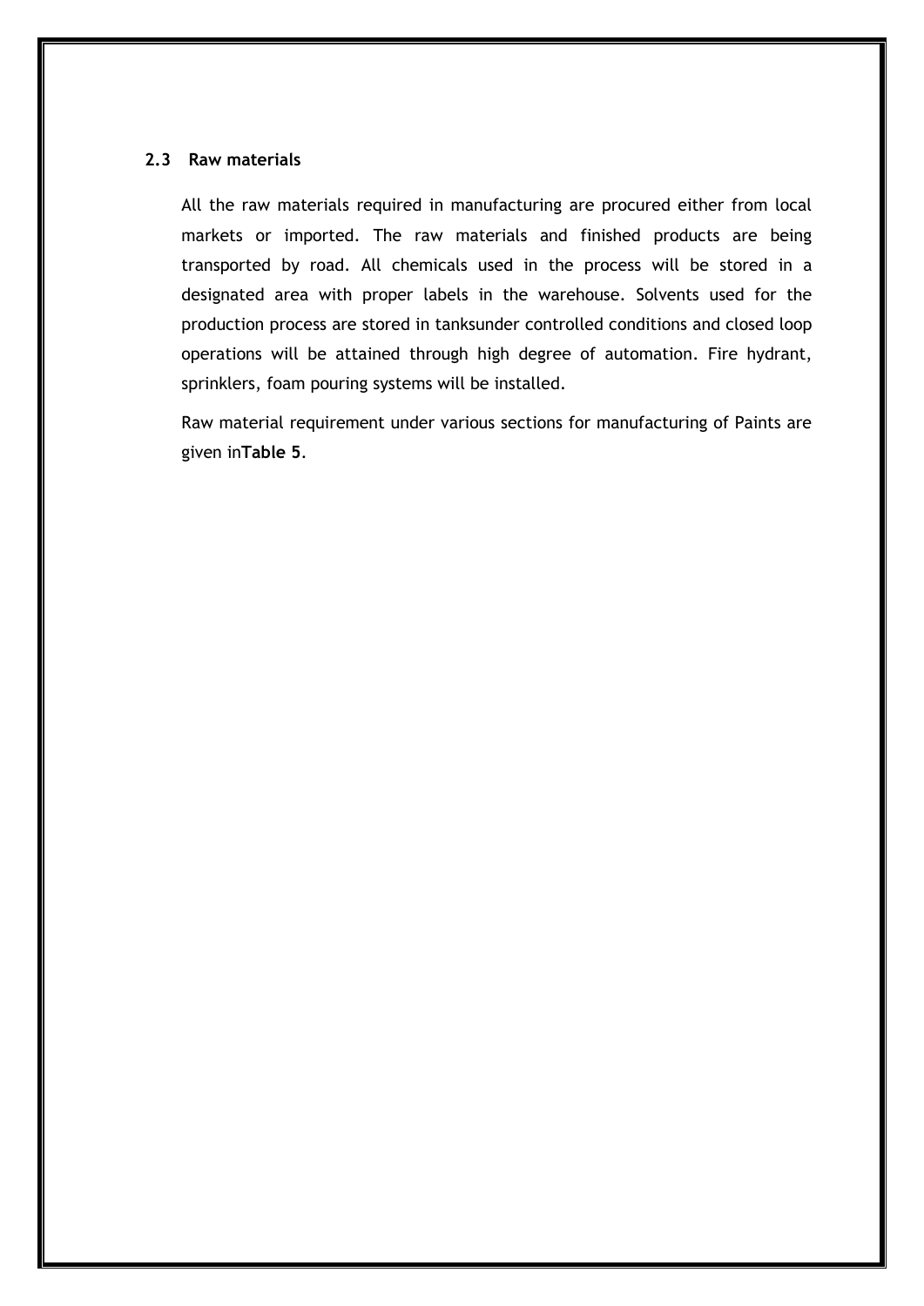### 2.3 Raw materials

All the raw materials required in manufacturing are procured either from local markets or imported. The raw materials and finished products are being transported by road. All chemicals used in the process will be stored in a designated area with proper labels in the warehouse. Solvents used for the production process are stored in tanksunder controlled conditions and closed loop operations will be attained through high degree of automation. Fire hydrant, sprinklers, foam pouring systems will be installed.

Raw material requirement under various sections for manufacturing of Paints are given in**Table 5**.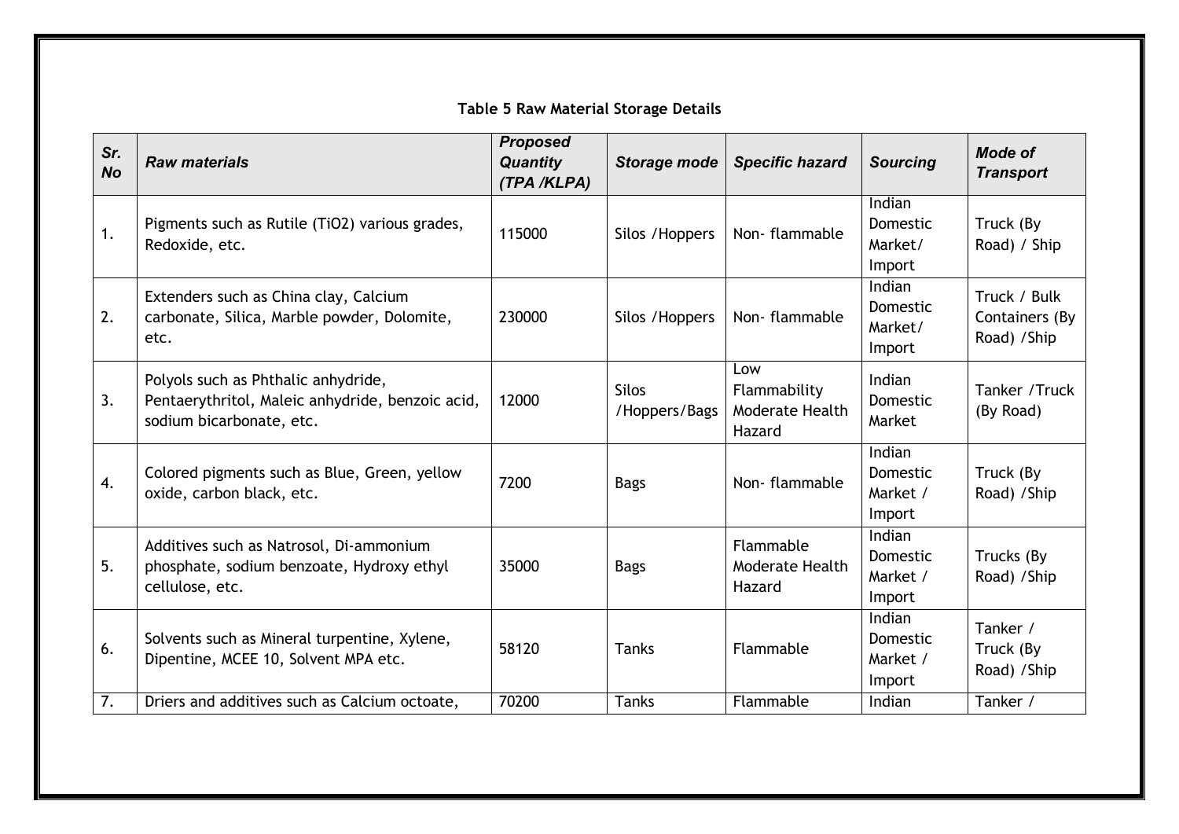**Table 5 Raw Material Storage Details**

| Sr. No | Raw materials | Proposed Quantity (TPA /KLPA) | Storage mode | Specific hazard | Sourcing | Mode of Transport |
|---|---|---|---|---|---|---|
| 1. | Pigments such as Rutile ($TiO_2$) various grades, Redoxide, etc. | 115000 | Silos /Hoppers | Non- flammable | Indian Domestic Market/ Import | Truck (By Road) / Ship |
| 2. | Extenders such as China clay, Calcium carbonate, Silica, Marble powder, Dolomite, etc. | 230000 | Silos /Hoppers | Non- flammable | Indian Domestic Market/ Import | Truck / Bulk Containers (By Road) /Ship |
| 3. | Polyols such as Phthalic anhydride, Pentaerythritol, Maleic anhydride, benzoic acid, sodium bicarbonate, etc. | 12000 | Silos /Hoppers/Bags | Low Flammability Moderate Health Hazard | Indian Domestic Market | Tanker /Truck (By Road) |
| 4. | Colored pigments such as Blue, Green, yellow oxide, carbon black, etc. | 7200 | Bags | Non- flammable | Indian Domestic Market / Import | Truck (By Road) /Ship |
| 5. | Additives such as Natrosol, Di-ammonium phosphate, sodium benzoate, Hydroxy ethyl cellulose, etc. | 35000 | Bags | Flammable Moderate Health Hazard | Indian Domestic Market / Import | Trucks (By Road) /Ship |
| 6. | Solvents such as Mineral turpentine, Xylene, Dipentine, MCEE 10, Solvent MPA etc. | 58120 | Tanks | Flammable | Indian Domestic Market / Import | Tanker / Truck (By Road) /Ship |
| 7. | Driers and additives such as Calcium octoate, | 70200 | Tanks | Flammable | Indian | Tanker / |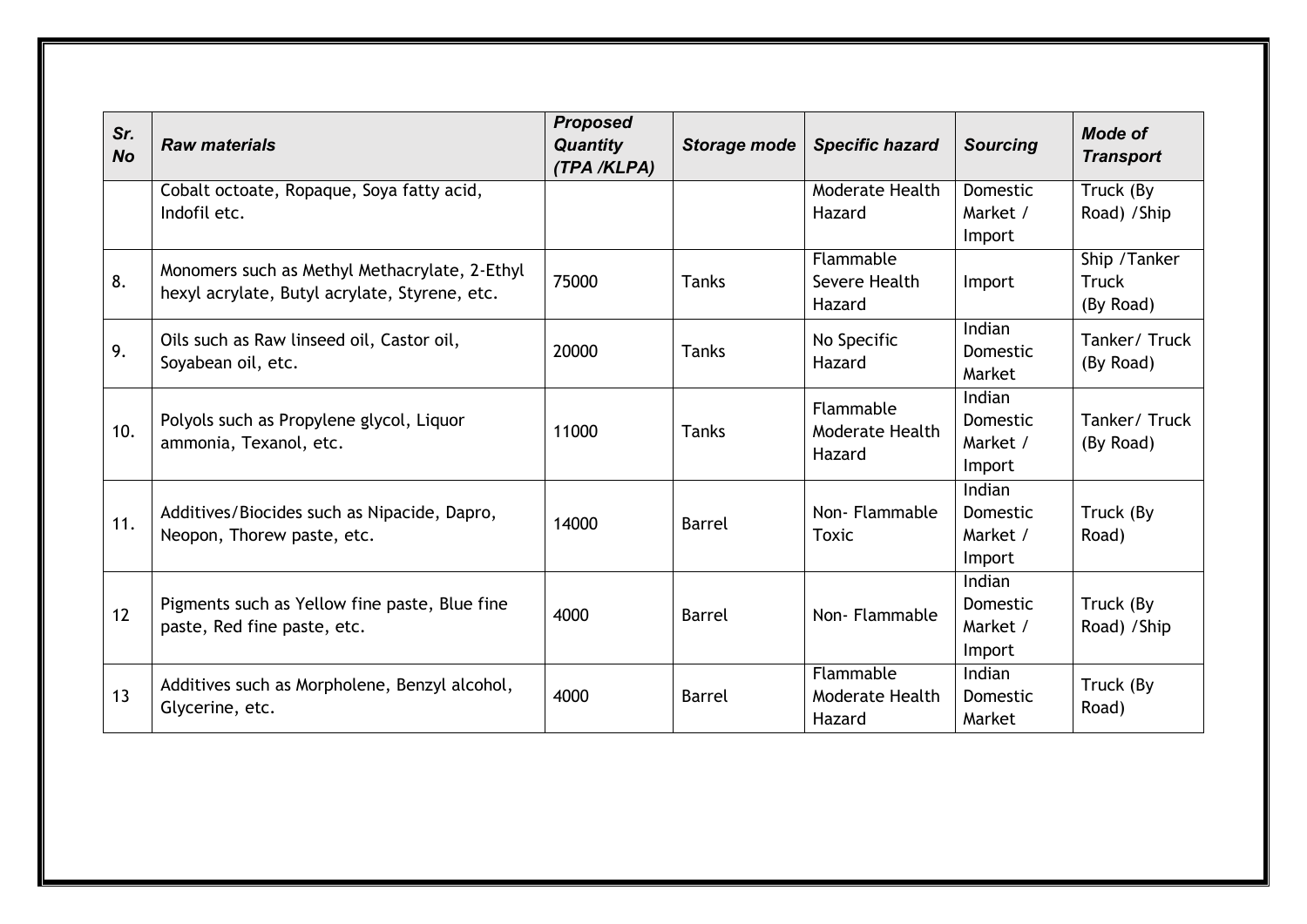| Sr. No | Raw materials | Proposed Quantity (TPA /KLPA) | Storage mode | Specific hazard | Sourcing | Mode of Transport |
|---|---|---|---|---|---|---|
| | Cobalt octoate, Ropaque, Soya fatty acid, Indofil etc. | | | Moderate Health Hazard | Domestic Market / Import | Truck (By Road) /Ship |
| 8. | Monomers such as Methyl Methacrylate, 2-Ethyl hexyl acrylate, Butyl acrylate, Styrene, etc. | 75000 | Tanks | Flammable Severe Health Hazard | Import | Ship /Tanker Truck (By Road) |
| 9. | Oils such as Raw linseed oil, Castor oil, Soyabean oil, etc. | 20000 | Tanks | No Specific Hazard | Indian Domestic Market | Tanker/ Truck (By Road) |
| 10. | Polyols such as Propylene glycol, Liquor ammonia, Texanol, etc. | 11000 | Tanks | Flammable Moderate Health Hazard | Indian Domestic Market / Import | Tanker/ Truck (By Road) |
| 11. | Additives/Biocides such as Nipacide, Dapro, Neopon, Thorew paste, etc. | 14000 | Barrel | Non- Flammable Toxic | Indian Domestic Market / Import | Truck (By Road) |
| 12 | Pigments such as Yellow fine paste, Blue fine paste, Red fine paste, etc. | 4000 | Barrel | Non- Flammable | Indian Domestic Market / Import | Truck (By Road) /Ship |
| 13 | Additives such as Morpholene, Benzyl alcohol, Glycerine, etc. | 4000 | Barrel | Flammable Moderate Health Hazard | Indian Domestic Market | Truck (By Road) |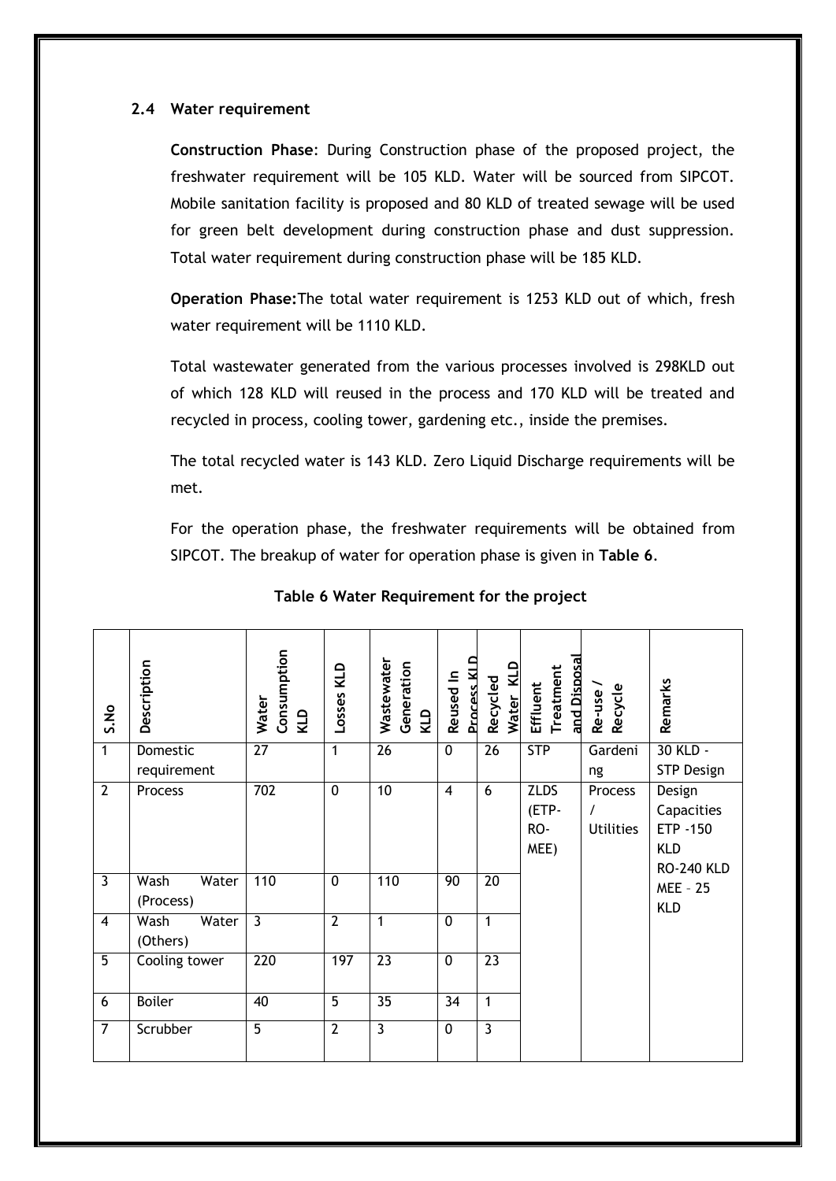### 2.4 Water requirement

**Construction Phase**: During Construction phase of the proposed project, the freshwater requirement will be 105 KLD. Water will be sourced from SIPCOT. Mobile sanitation facility is proposed and 80 KLD of treated sewage will be used for green belt development during construction phase and dust suppression. Total water requirement during construction phase will be 185 KLD.

**Operation Phase:**The total water requirement is 1253 KLD out of which, fresh water requirement will be 1110 KLD.

Total wastewater generated from the various processes involved is 298KLD out of which 128 KLD will reused in the process and 170 KLD will be treated and recycled in process, cooling tower, gardening etc., inside the premises.

The total recycled water is 143 KLD. Zero Liquid Discharge requirements will be met.

For the operation phase, the freshwater requirements will be obtained from SIPCOT. The breakup of water for operation phase is given in **Table 6**.

**Table 6 Water Requirement for the project**

| S.No | Description | Water Consumption KLD | Losses KLD | Wastewater Generation KLD | Reused In Process KLD | Recycled Water KLD | Effluent Treatment and Disposal | Re-use / Recycle | Remarks |
|---|---|---|---|---|---|---|---|---|---|
| 1 | Domestic requirement | 27 | 1 | 26 | 0 | 26 | STP | Gardening | 30 KLD - STP Design |
| 2 | Process | 702 | 0 | 10 | 4 | 6 | ZLDS (ETP-RO-MEE) | Process / Utilities | Design Capacities ETP -150 KLD RO-240 KLD MEE – 25 KLD |
| 3 | Wash Water (Process) | 110 | 0 | 110 | 90 | 20 | | | |
| 4 | Wash Water (Others) | 3 | 2 | 1 | 0 | 1 | | | |
| 5 | Cooling tower | 220 | 197 | 23 | 0 | 23 | | | |
| 6 | Boiler | 40 | 5 | 35 | 34 | 1 | | | |
| 7 | Scrubber | 5 | 2 | 3 | 0 | 3 | | | |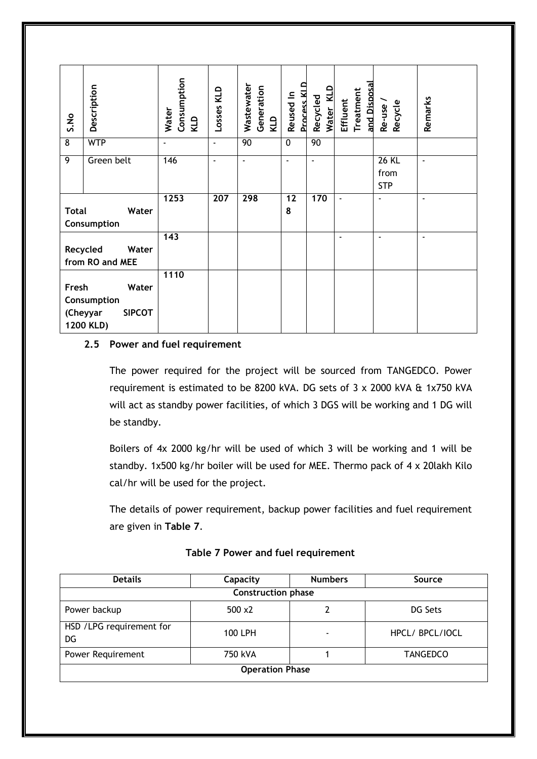| S.No | Description | Water Consumption KLD | Losses KLD | Wastewater Generation KLD | Reused In Process KLD | Recycled Water KLD | Effluent Treatment and Disposal | Re-use / Recycle | Remarks |
|---|---|---|---|---|---|---|---|---|---|
| 8 | WTP | - | - | 90 | 0 | 90 | | | |
| 9 | Green belt | 146 | - | - | - | - | | 26 KL from STP | - |
| Total Water Consumption | | 1253 | 207 | 298 | 128 | 170 | - | - | - |
| Recycled Water from RO and MEE | | 143 | | | | | - | - | - |
| Fresh Water Consumption (Cheyyar SIPCOT 1200 KLD) | | 1110 | | | | | | | |

### 2.5 Power and fuel requirement

The power required for the project will be sourced from TANGEDCO. Power requirement is estimated to be 8200 kVA. DG sets of 3 x 2000 kVA & 1x750 kVA will act as standby power facilities, of which 3 DGS will be working and 1 DG will be standby.

Boilers of 4x 2000 kg/hr will be used of which 3 will be working and 1 will be standby. 1x500 kg/hr boiler will be used for MEE. Thermo pack of 4 x 20lakh Kilo cal/hr will be used for the project.

The details of power requirement, backup power facilities and fuel requirement are given in **Table 7**.

**Table 7 Power and fuel requirement**

| Details | Capacity | Numbers | Source |
|---|---|---|---|
| **Construction phase** | | | |
| Power backup | 500 x2 | 2 | DG Sets |
| HSD /LPG requirement for DG | 100 LPH | - | HPCL/ BPCL/IOCL |
| Power Requirement | 750 kVA | 1 | TANGEDCO |
| **Operation Phase** | | | |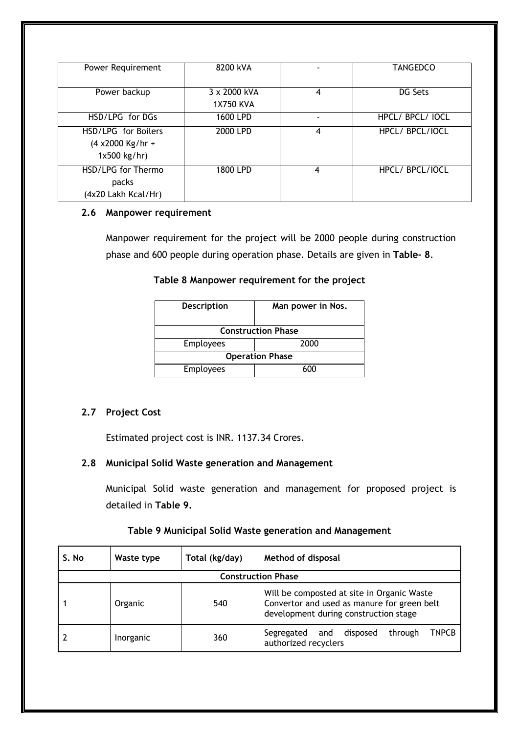| Power Requirement | 8200 kVA | - | TANGEDCO |
|---|---|---|---|
| Power backup | 3 x 2000 kVA<br>1X750 KVA | 4 | DG Sets |
| HSD/LPG for DGs | 1600 LPD | - | HPCL/ BPCL/ IOCL |
| HSD/LPG for Boilers (4 x2000 Kg/hr + 1x500 kg/hr) | 2000 LPD | 4 | HPCL/ BPCL/IOCL |
| HSD/LPG for Thermo packs (4x20 Lakh Kcal/Hr) | 1800 LPD | 4 | HPCL/ BPCL/IOCL |

### 2.6 Manpower requirement

Manpower requirement for the project will be 2000 people during construction phase and 600 people during operation phase. Details are given in **Table- 8**.

**Table 8 Manpower requirement for the project**

| Description | Man power in Nos. |
|---|---|
| **Construction Phase** | |
| Employees | 2000 |
| **Operation Phase** | |
| Employees | 600 |

### 2.7 Project Cost

Estimated project cost is INR. 1137.34 Crores.

### 2.8 Municipal Solid Waste generation and Management

Municipal Solid waste generation and management for proposed project is detailed in **Table 9.**

**Table 9 Municipal Solid Waste generation and Management**

| S. No | Waste type | Total (kg/day) | Method of disposal |
|---|---|---|---|
| **Construction Phase** | | | |
| 1 | Organic | 540 | Will be composted at site in Organic Waste Convertor and used as manure for green belt development during construction stage |
| 2 | Inorganic | 360 | Segregated and disposed through TNPCB authorized recyclers |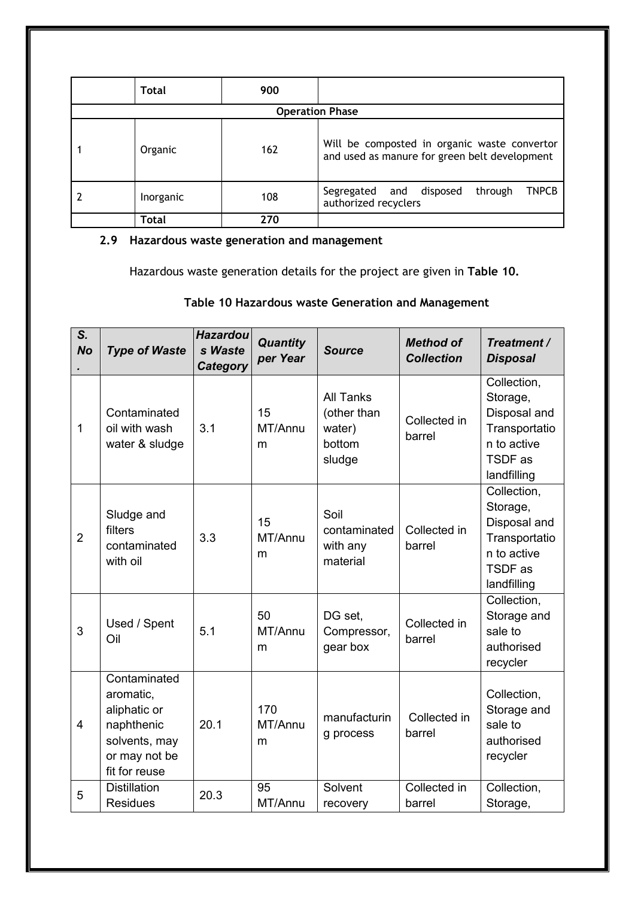|  | **Total** | **900** |  |
|---|---|---|---|
| **Operation Phase** | | | |
| 1 | Organic | 162 | Will be composted in organic waste convertor and used as manure for green belt development |
| 2 | Inorganic | 108 | Segregated and disposed through TNPCB authorized recyclers |
|  | **Total** | **270** |  |

### 2.9 Hazardous waste generation and management

Hazardous waste generation details for the project are given in **Table 10.**

**Table 10 Hazardous waste Generation and Management**

| ***S. No.*** | ***Type of Waste*** | ***Hazardous Waste Category*** | ***Quantity per Year*** | ***Source*** | ***Method of Collection*** | ***Treatment / Disposal*** |
|---|---|---|---|---|---|---|
| 1 | Contaminated oil with wash water & sludge | 3.1 | 15 MT/Annum | All Tanks (other than water) bottom sludge | Collected in barrel | Collection, Storage, Disposal and Transportation to active TSDF as landfilling |
| 2 | Sludge and filters contaminated with oil | 3.3 | 15 MT/Annum | Soil contaminated with any material | Collected in barrel | Collection, Storage, Disposal and Transportation to active TSDF as landfilling |
| 3 | Used / Spent Oil | 5.1 | 50 MT/Annum | DG set, Compressor, gear box | Collected in barrel | Collection, Storage and sale to authorised recycler |
| 4 | Contaminated aromatic, aliphatic or naphthenic solvents, may or may not be fit for reuse | 20.1 | 170 MT/Annum | manufacturing process | Collected in barrel | Collection, Storage and sale to authorised recycler |
| 5 | Distillation Residues | 20.3 | 95 MT/Annum | Solvent recovery | Collected in barrel | Collection, Storage, |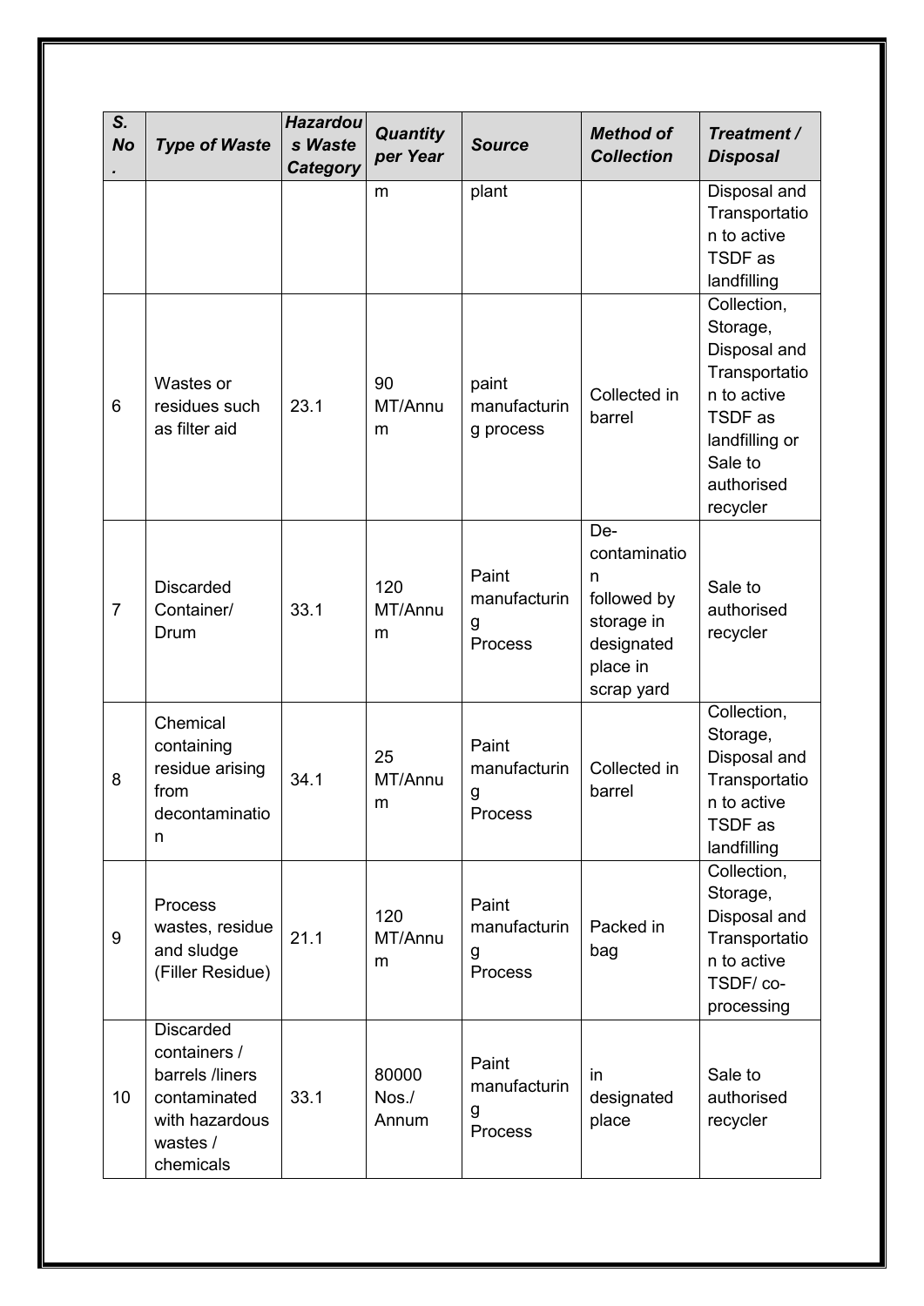| S. No. | Type of Waste | Hazardous Waste Category | Quantity per Year | Source | Method of Collection | Treatment / Disposal |
|---|---|---|---|---|---|---|
| | | | m | plant | | Disposal and Transportation to active TSDF as landfilling |
| 6 | Wastes or residues such as filter aid | 23.1 | 90 MT/Annum | paint manufacturing process | Collected in barrel | Collection, Storage, Disposal and Transportation to active TSDF as landfilling or Sale to authorised recycler |
| 7 | Discarded Container/ Drum | 33.1 | 120 MT/Annum | Paint manufacturing Process | De-contamination followed by storage in designated place in scrap yard | Sale to authorised recycler |
| 8 | Chemical containing residue arising from decontamination | 34.1 | 25 MT/Annum | Paint manufacturing Process | Collected in barrel | Collection, Storage, Disposal and Transportation to active TSDF as landfilling |
| 9 | Process wastes, residue and sludge (Filler Residue) | 21.1 | 120 MT/Annum | Paint manufacturing Process | Packed in bag | Collection, Storage, Disposal and Transportation to active TSDF/ co-processing |
| 10 | Discarded containers / barrels /liners contaminated with hazardous wastes / chemicals | 33.1 | 80000 Nos./ Annum | Paint manufacturing Process | in designated place | Sale to authorised recycler |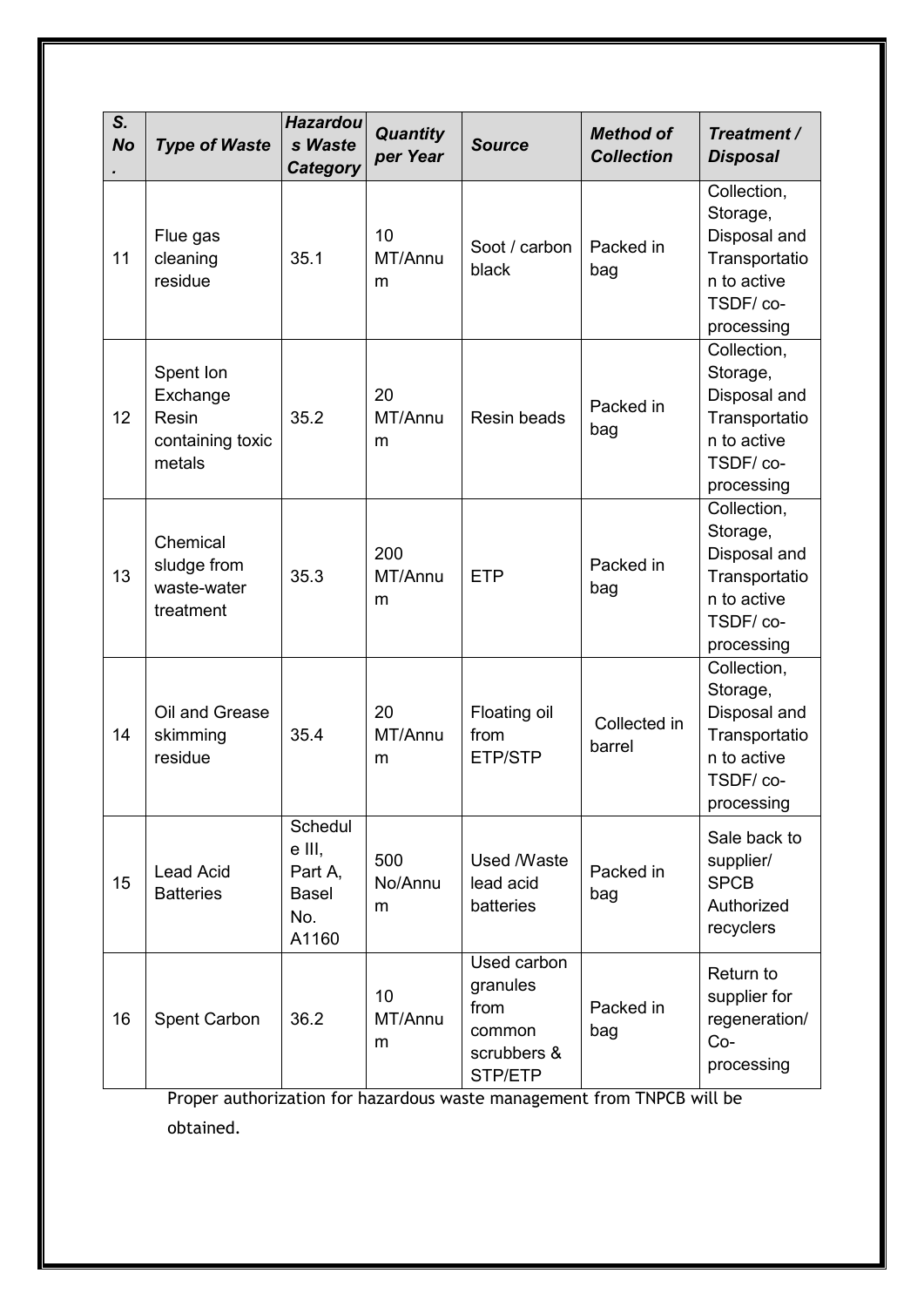| S. No. | Type of Waste | Hazardous Waste Category | Quantity per Year | Source | Method of Collection | Treatment / Disposal |
|---|---|---|---|---|---|---|
| 11 | Flue gas cleaning residue | 35.1 | 10 MT/Annum | Soot / carbon black | Packed in bag | Collection, Storage, Disposal and Transportation to active TSDF/ co-processing |
| 12 | Spent Ion Exchange Resin containing toxic metals | 35.2 | 20 MT/Annum | Resin beads | Packed in bag | Collection, Storage, Disposal and Transportation to active TSDF/ co-processing |
| 13 | Chemical sludge from waste-water treatment | 35.3 | 200 MT/Annum | ETP | Packed in bag | Collection, Storage, Disposal and Transportation to active TSDF/ co-processing |
| 14 | Oil and Grease skimming residue | 35.4 | 20 MT/Annum | Floating oil from ETP/STP | Collected in barrel | Collection, Storage, Disposal and Transportation to active TSDF/ co-processing |
| 15 | Lead Acid Batteries | Schedule III, Part A, Basel No. A1160 | 500 No/Annum | Used /Waste lead acid batteries | Packed in bag | Sale back to supplier/ SPCB Authorized recyclers |
| 16 | Spent Carbon | 36.2 | 10 MT/Annum | Used carbon granules from common scrubbers & STP/ETP | Packed in bag | Return to supplier for regeneration/ Co-processing |

Proper authorization for hazardous waste management from TNPCB will be obtained.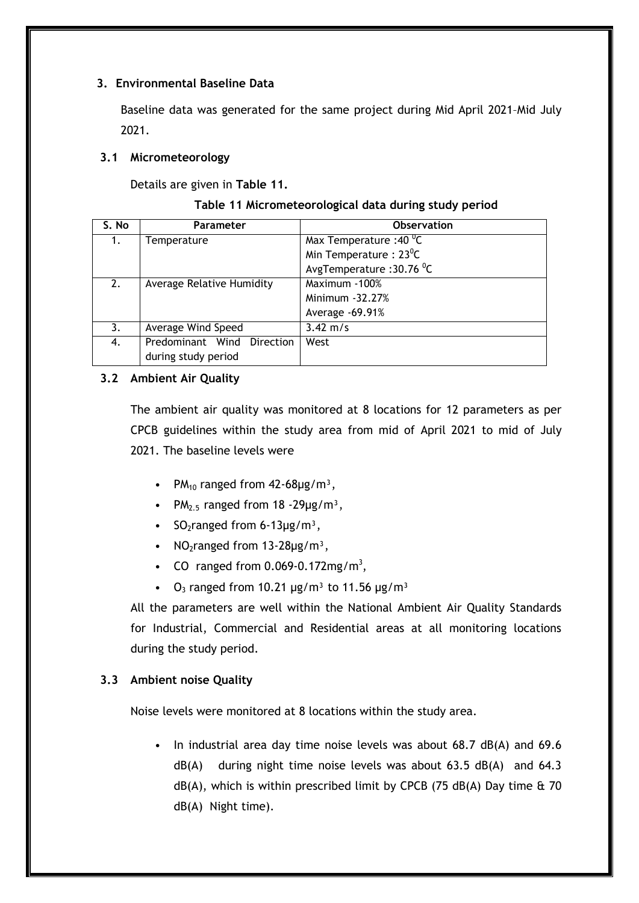## 3. Environmental Baseline Data

Baseline data was generated for the same project during Mid April 2021–Mid July 2021.

### 3.1 Micrometeorology

Details are given in **Table 11.**

**Table 11 Micrometeorological data during study period**

| S. No | Parameter | Observation |
|---|---|---|
| 1. | Temperature | Max Temperature :40 $^0$C<br>Min Temperature : 23$^0$C<br>AvgTemperature :30.76 $^0$C |
| 2. | Average Relative Humidity | Maximum -100%<br>Minimum -32.27%<br>Average -69.91% |
| 3. | Average Wind Speed | 3.42 m/s |
| 4. | Predominant Wind Direction during study period | West |

### 3.2 Ambient Air Quality

The ambient air quality was monitored at 8 locations for 12 parameters as per CPCB guidelines within the study area from mid of April 2021 to mid of July 2021. The baseline levels were

- $PM_{10}$ ranged from 42-68μg/m$^3$,
- $PM_{2.5}$ ranged from 18 -29μg/m$^3$,
- $SO_2$ranged from 6-13μg/m$^3$,
- $NO_2$ranged from 13-28μg/m$^3$,
- CO ranged from 0.069-0.172mg/m$^3$,
- $O_3$ ranged from 10.21 μg/m$^3$ to 11.56 μg/m$^3$

All the parameters are well within the National Ambient Air Quality Standards for Industrial, Commercial and Residential areas at all monitoring locations during the study period.

### 3.3 Ambient noise Quality

Noise levels were monitored at 8 locations within the study area.

- In industrial area day time noise levels was about 68.7 dB(A) and 69.6 dB(A) during night time noise levels was about 63.5 dB(A) and 64.3 dB(A), which is within prescribed limit by CPCB (75 dB(A) Day time & 70 dB(A) Night time).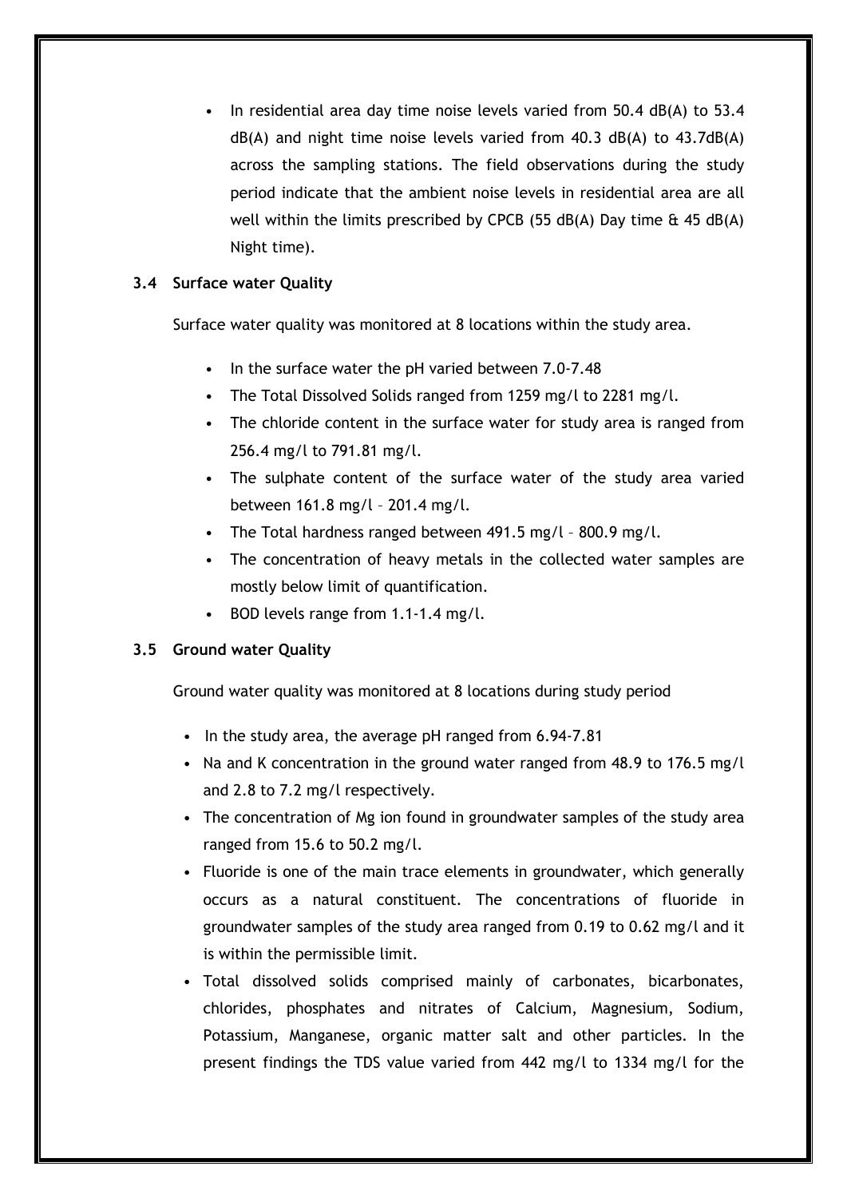- In residential area day time noise levels varied from 50.4 dB(A) to 53.4 dB(A) and night time noise levels varied from 40.3 dB(A) to 43.7dB(A) across the sampling stations. The field observations during the study period indicate that the ambient noise levels in residential area are all well within the limits prescribed by CPCB (55 dB(A) Day time & 45 dB(A) Night time).

### 3.4 Surface water Quality

Surface water quality was monitored at 8 locations within the study area.

- In the surface water the pH varied between 7.0-7.48
- The Total Dissolved Solids ranged from 1259 mg/l to 2281 mg/l.
- The chloride content in the surface water for study area is ranged from 256.4 mg/l to 791.81 mg/l.
- The sulphate content of the surface water of the study area varied between 161.8 mg/l – 201.4 mg/l.
- The Total hardness ranged between 491.5 mg/l – 800.9 mg/l.
- The concentration of heavy metals in the collected water samples are mostly below limit of quantification.
- BOD levels range from 1.1-1.4 mg/l.

### 3.5 Ground water Quality

Ground water quality was monitored at 8 locations during study period

- In the study area, the average pH ranged from 6.94-7.81
- Na and K concentration in the ground water ranged from 48.9 to 176.5 mg/l and 2.8 to 7.2 mg/l respectively.
- The concentration of Mg ion found in groundwater samples of the study area ranged from 15.6 to 50.2 mg/l.
- Fluoride is one of the main trace elements in groundwater, which generally occurs as a natural constituent. The concentrations of fluoride in groundwater samples of the study area ranged from 0.19 to 0.62 mg/l and it is within the permissible limit.
- Total dissolved solids comprised mainly of carbonates, bicarbonates, chlorides, phosphates and nitrates of Calcium, Magnesium, Sodium, Potassium, Manganese, organic matter salt and other particles. In the present findings the TDS value varied from 442 mg/l to 1334 mg/l for the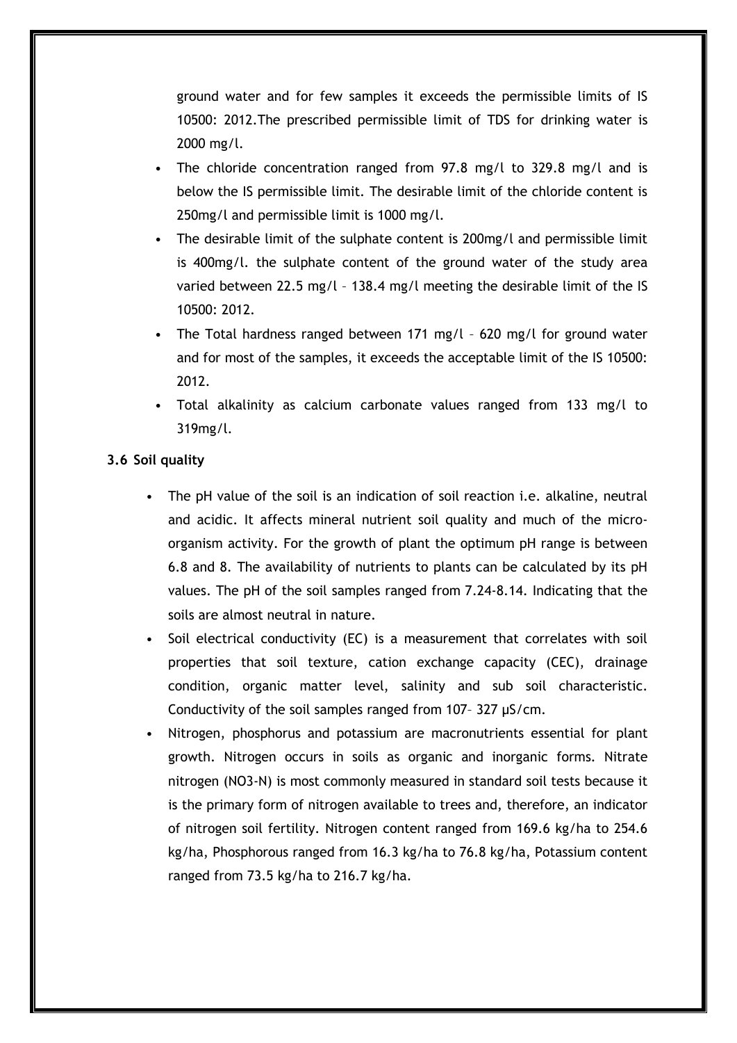ground water and for few samples it exceeds the permissible limits of IS 10500: 2012.The prescribed permissible limit of TDS for drinking water is 2000 mg/l.

- The chloride concentration ranged from 97.8 mg/l to 329.8 mg/l and is below the IS permissible limit. The desirable limit of the chloride content is 250mg/l and permissible limit is 1000 mg/l.
- The desirable limit of the sulphate content is 200mg/l and permissible limit is 400mg/l. the sulphate content of the ground water of the study area varied between 22.5 mg/l – 138.4 mg/l meeting the desirable limit of the IS 10500: 2012.
- The Total hardness ranged between 171 mg/l – 620 mg/l for ground water and for most of the samples, it exceeds the acceptable limit of the IS 10500: 2012.
- Total alkalinity as calcium carbonate values ranged from 133 mg/l to 319mg/l.

### 3.6 Soil quality

- The pH value of the soil is an indication of soil reaction i.e. alkaline, neutral and acidic. It affects mineral nutrient soil quality and much of the micro-organism activity. For the growth of plant the optimum pH range is between 6.8 and 8. The availability of nutrients to plants can be calculated by its pH values. The pH of the soil samples ranged from 7.24-8.14. Indicating that the soils are almost neutral in nature.
- Soil electrical conductivity (EC) is a measurement that correlates with soil properties that soil texture, cation exchange capacity (CEC), drainage condition, organic matter level, salinity and sub soil characteristic. Conductivity of the soil samples ranged from 107– 327 µS/cm.
- Nitrogen, phosphorus and potassium are macronutrients essential for plant growth. Nitrogen occurs in soils as organic and inorganic forms. Nitrate nitrogen ($NO_3$-N) is most commonly measured in standard soil tests because it is the primary form of nitrogen available to trees and, therefore, an indicator of nitrogen soil fertility. Nitrogen content ranged from 169.6 kg/ha to 254.6 kg/ha, Phosphorous ranged from 16.3 kg/ha to 76.8 kg/ha, Potassium content ranged from 73.5 kg/ha to 216.7 kg/ha.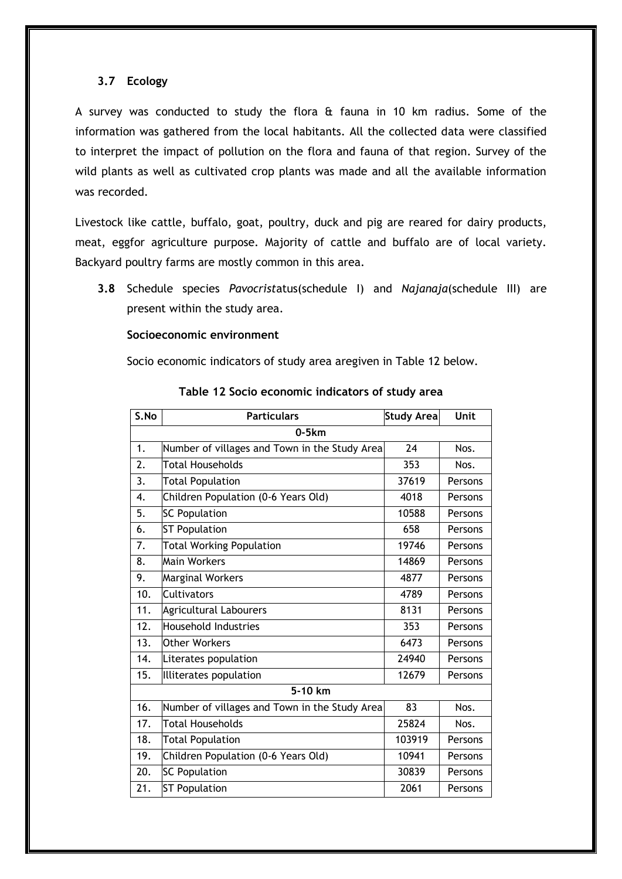### 3.7 Ecology

A survey was conducted to study the flora & fauna in 10 km radius. Some of the information was gathered from the local habitants. All the collected data were classified to interpret the impact of pollution on the flora and fauna of that region. Survey of the wild plants as well as cultivated crop plants was made and all the available information was recorded.

Livestock like cattle, buffalo, goat, poultry, duck and pig are reared for dairy products, meat, eggfor agriculture purpose. Majority of cattle and buffalo are of local variety. Backyard poultry farms are mostly common in this area.

**3.8** Schedule species *Pavocrist*atus(schedule I) and *Najanaja*(schedule III) are present within the study area.

**Socioeconomic environment**

Socio economic indicators of study area aregiven in Table 12 below.

**Table 12 Socio economic indicators of study area**

| S.No | Particulars | Study Area | Unit |
|---|---|---|---|
| 0-5km | | | |
| 1. | Number of villages and Town in the Study Area | 24 | Nos. |
| 2. | Total Households | 353 | Nos. |
| 3. | Total Population | 37619 | Persons |
| 4. | Children Population (0-6 Years Old) | 4018 | Persons |
| 5. | SC Population | 10588 | Persons |
| 6. | ST Population | 658 | Persons |
| 7. | Total Working Population | 19746 | Persons |
| 8. | Main Workers | 14869 | Persons |
| 9. | Marginal Workers | 4877 | Persons |
| 10. | Cultivators | 4789 | Persons |
| 11. | Agricultural Labourers | 8131 | Persons |
| 12. | Household Industries | 353 | Persons |
| 13. | Other Workers | 6473 | Persons |
| 14. | Literates population | 24940 | Persons |
| 15. | Illiterates population | 12679 | Persons |
| 5-10 km | | | |
| 16. | Number of villages and Town in the Study Area | 83 | Nos. |
| 17. | Total Households | 25824 | Nos. |
| 18. | Total Population | 103919 | Persons |
| 19. | Children Population (0-6 Years Old) | 10941 | Persons |
| 20. | SC Population | 30839 | Persons |
| 21. | ST Population | 2061 | Persons |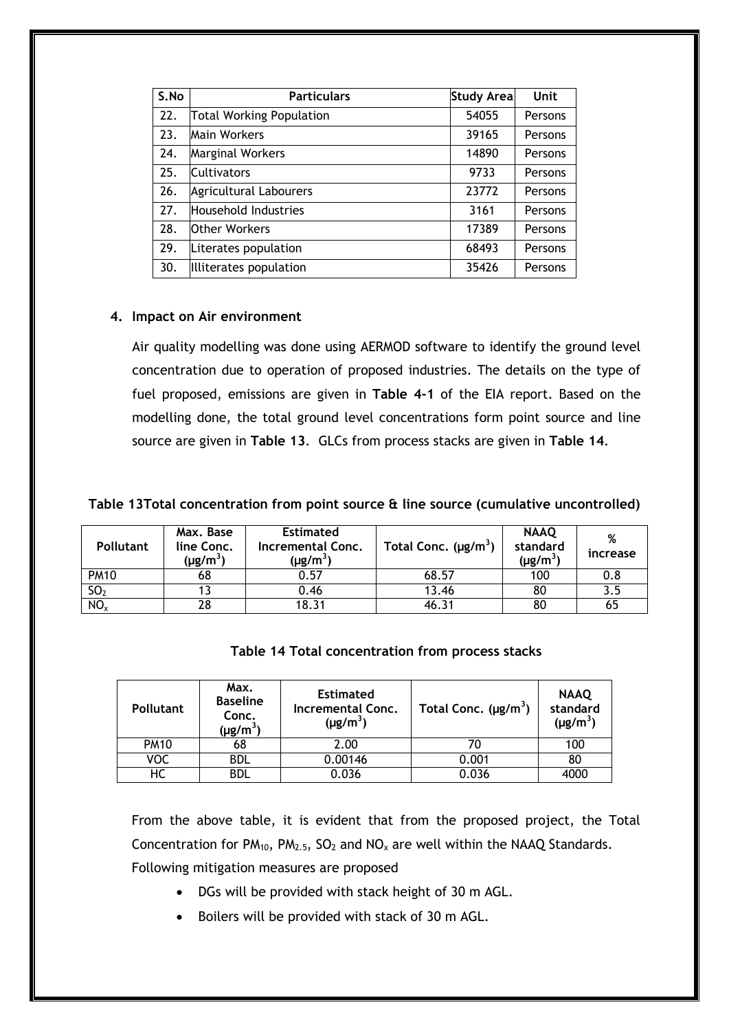| S.No | Particulars | Study Area | Unit |
|---|---|---|---|
| 22. | Total Working Population | 54055 | Persons |
| 23. | Main Workers | 39165 | Persons |
| 24. | Marginal Workers | 14890 | Persons |
| 25. | Cultivators | 9733 | Persons |
| 26. | Agricultural Labourers | 23772 | Persons |
| 27. | Household Industries | 3161 | Persons |
| 28. | Other Workers | 17389 | Persons |
| 29. | Literates population | 68493 | Persons |
| 30. | Illiterates population | 35426 | Persons |

## 4. Impact on Air environment

Air quality modelling was done using AERMOD software to identify the ground level concentration due to operation of proposed industries. The details on the type of fuel proposed, emissions are given in **Table 4-1** of the EIA report. Based on the modelling done, the total ground level concentrations form point source and line source are given in **Table 13**. GLCs from process stacks are given in **Table 14**.

**Table 13Total concentration from point source & line source (cumulative uncontrolled)**

| Pollutant | Max. Base line Conc. ($\mu g/m^3$) | Estimated Incremental Conc. ($\mu g/m^3$) | Total Conc. ($\mu g/m^3$) | NAAQ standard ($\mu g/m^3$) | % increase |
|---|---|---|---|---|---|
| PM10 | 68 | 0.57 | 68.57 | 100 | 0.8 |
| $SO_2$ | 13 | 0.46 | 13.46 | 80 | 3.5 |
| $NO_x$ | 28 | 18.31 | 46.31 | 80 | 65 |

**Table 14 Total concentration from process stacks**

| Pollutant | Max. Baseline Conc. ($\mu g/m^3$) | Estimated Incremental Conc. ($\mu g/m^3$) | Total Conc. ($\mu g/m^3$) | NAAQ standard ($\mu g/m^3$) |
|---|---|---|---|---|
| PM10 | 68 | 2.00 | 70 | 100 |
| VOC | BDL | 0.00146 | 0.001 | 80 |
| HC | BDL | 0.036 | 0.036 | 4000 |

From the above table, it is evident that from the proposed project, the Total Concentration for $PM_{10}$, $PM_{2.5}$, $SO_2$ and $NO_x$ are well within the NAAQ Standards. Following mitigation measures are proposed

- DGs will be provided with stack height of 30 m AGL.
- Boilers will be provided with stack of 30 m AGL.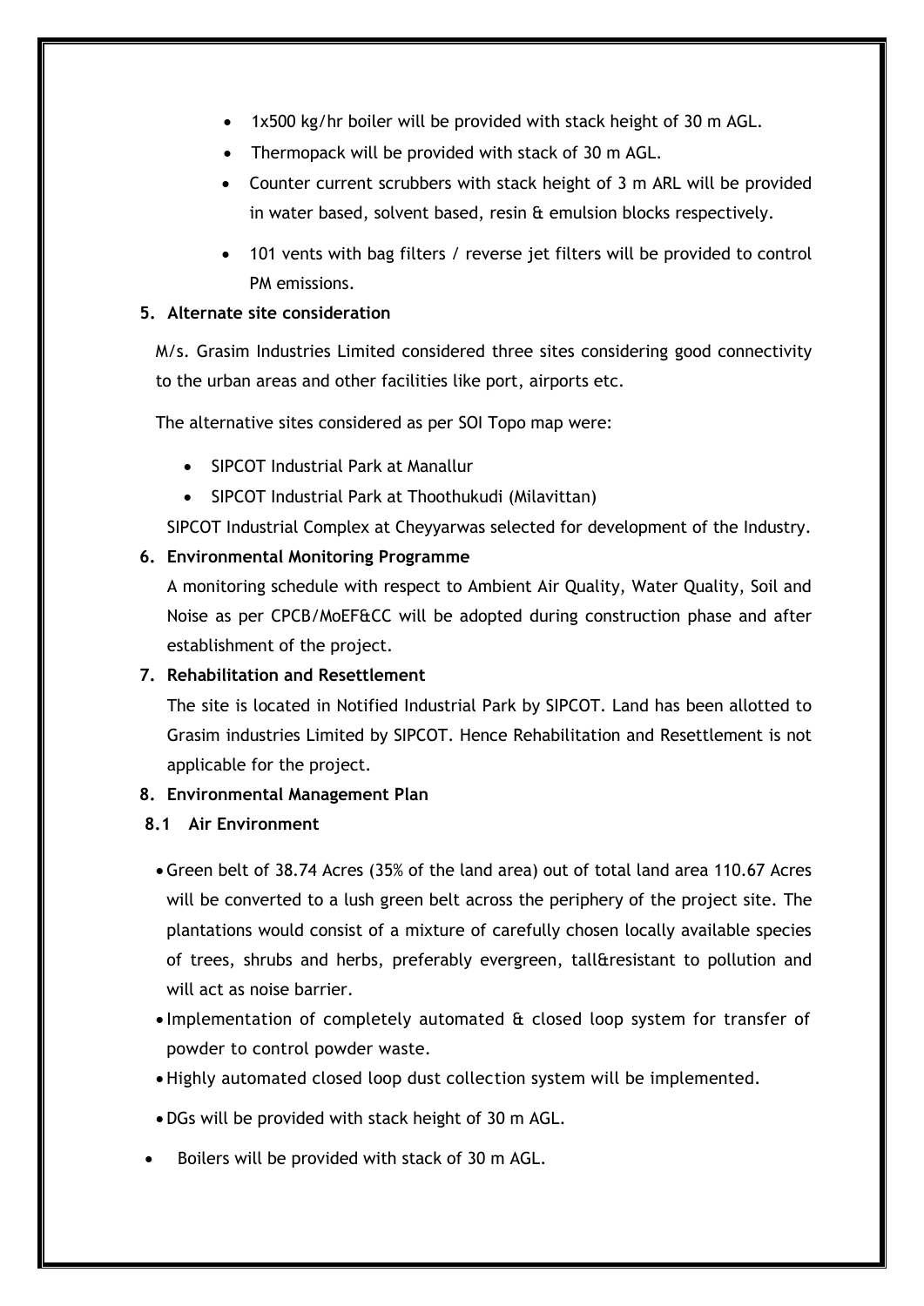- 1x500 kg/hr boiler will be provided with stack height of 30 m AGL.
- Thermopack will be provided with stack of 30 m AGL.
- Counter current scrubbers with stack height of 3 m ARL will be provided in water based, solvent based, resin & emulsion blocks respectively.
- 101 vents with bag filters / reverse jet filters will be provided to control PM emissions.

**5. Alternate site consideration**

M/s. Grasim Industries Limited considered three sites considering good connectivity to the urban areas and other facilities like port, airports etc.

The alternative sites considered as per SOI Topo map were:

- SIPCOT Industrial Park at Manallur
- SIPCOT Industrial Park at Thoothukudi (Milavittan)

SIPCOT Industrial Complex at Cheyyarwas selected for development of the Industry.

**6. Environmental Monitoring Programme**

A monitoring schedule with respect to Ambient Air Quality, Water Quality, Soil and Noise as per CPCB/MoEF&CC will be adopted during construction phase and after establishment of the project.

**7. Rehabilitation and Resettlement**

The site is located in Notified Industrial Park by SIPCOT. Land has been allotted to Grasim industries Limited by SIPCOT. Hence Rehabilitation and Resettlement is not applicable for the project.

**8. Environmental Management Plan**

**8.1 Air Environment**

- Green belt of 38.74 Acres (35% of the land area) out of total land area 110.67 Acres will be converted to a lush green belt across the periphery of the project site. The plantations would consist of a mixture of carefully chosen locally available species of trees, shrubs and herbs, preferably evergreen, tall&resistant to pollution and will act as noise barrier.
- Implementation of completely automated & closed loop system for transfer of powder to control powder waste.
- Highly automated closed loop dust collection system will be implemented.
- DGs will be provided with stack height of 30 m AGL.
- Boilers will be provided with stack of 30 m AGL.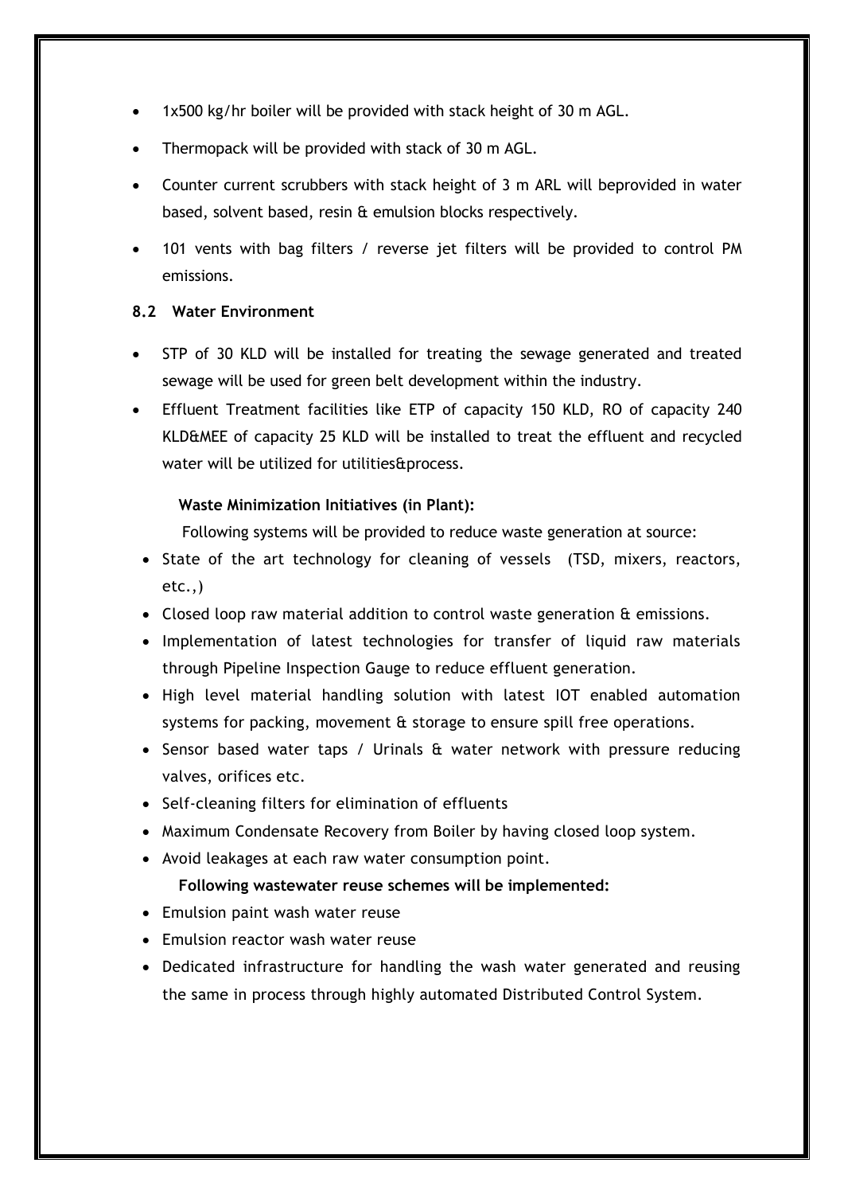- 1x500 kg/hr boiler will be provided with stack height of 30 m AGL.
- Thermopack will be provided with stack of 30 m AGL.
- Counter current scrubbers with stack height of 3 m ARL will beprovided in water based, solvent based, resin & emulsion blocks respectively.
- 101 vents with bag filters / reverse jet filters will be provided to control PM emissions.

### 8.2 Water Environment

- STP of 30 KLD will be installed for treating the sewage generated and treated sewage will be used for green belt development within the industry.
- Effluent Treatment facilities like ETP of capacity 150 KLD, RO of capacity 240 KLD&MEE of capacity 25 KLD will be installed to treat the effluent and recycled water will be utilized for utilities&process.

**Waste Minimization Initiatives (in Plant):**

Following systems will be provided to reduce waste generation at source:

- State of the art technology for cleaning of vessels (TSD, mixers, reactors, etc.,)
- Closed loop raw material addition to control waste generation & emissions.
- Implementation of latest technologies for transfer of liquid raw materials through Pipeline Inspection Gauge to reduce effluent generation.
- High level material handling solution with latest IOT enabled automation systems for packing, movement & storage to ensure spill free operations.
- Sensor based water taps / Urinals & water network with pressure reducing valves, orifices etc.
- Self-cleaning filters for elimination of effluents
- Maximum Condensate Recovery from Boiler by having closed loop system.
- Avoid leakages at each raw water consumption point.

**Following wastewater reuse schemes will be implemented:**

- Emulsion paint wash water reuse
- Emulsion reactor wash water reuse
- Dedicated infrastructure for handling the wash water generated and reusing the same in process through highly automated Distributed Control System.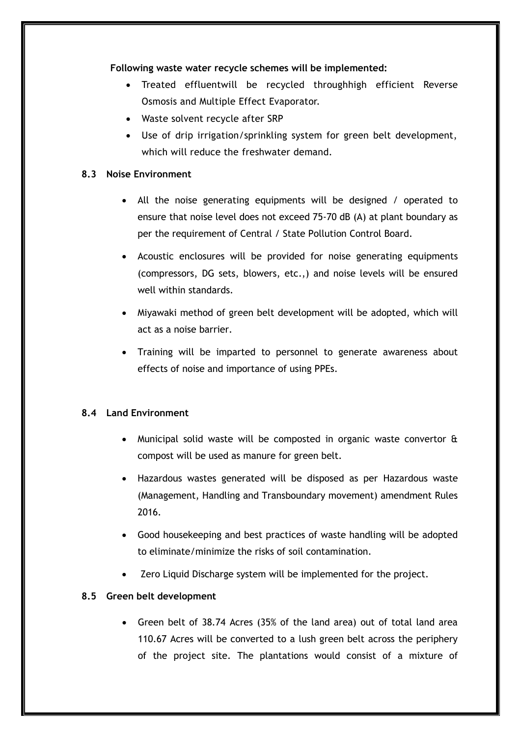**Following waste water recycle schemes will be implemented:**

- Treated effluentwill be recycled throughhigh efficient Reverse Osmosis and Multiple Effect Evaporator.
- Waste solvent recycle after SRP
- Use of drip irrigation/sprinkling system for green belt development, which will reduce the freshwater demand.

### 8.3 Noise Environment

- All the noise generating equipments will be designed / operated to ensure that noise level does not exceed 75-70 dB (A) at plant boundary as per the requirement of Central / State Pollution Control Board.
- Acoustic enclosures will be provided for noise generating equipments (compressors, DG sets, blowers, etc.,) and noise levels will be ensured well within standards.
- Miyawaki method of green belt development will be adopted, which will act as a noise barrier.
- Training will be imparted to personnel to generate awareness about effects of noise and importance of using PPEs.

### 8.4 Land Environment

- Municipal solid waste will be composted in organic waste convertor & compost will be used as manure for green belt.
- Hazardous wastes generated will be disposed as per Hazardous waste (Management, Handling and Transboundary movement) amendment Rules 2016.
- Good housekeeping and best practices of waste handling will be adopted to eliminate/minimize the risks of soil contamination.
- Zero Liquid Discharge system will be implemented for the project.

### 8.5 Green belt development

- Green belt of 38.74 Acres (35% of the land area) out of total land area 110.67 Acres will be converted to a lush green belt across the periphery of the project site. The plantations would consist of a mixture of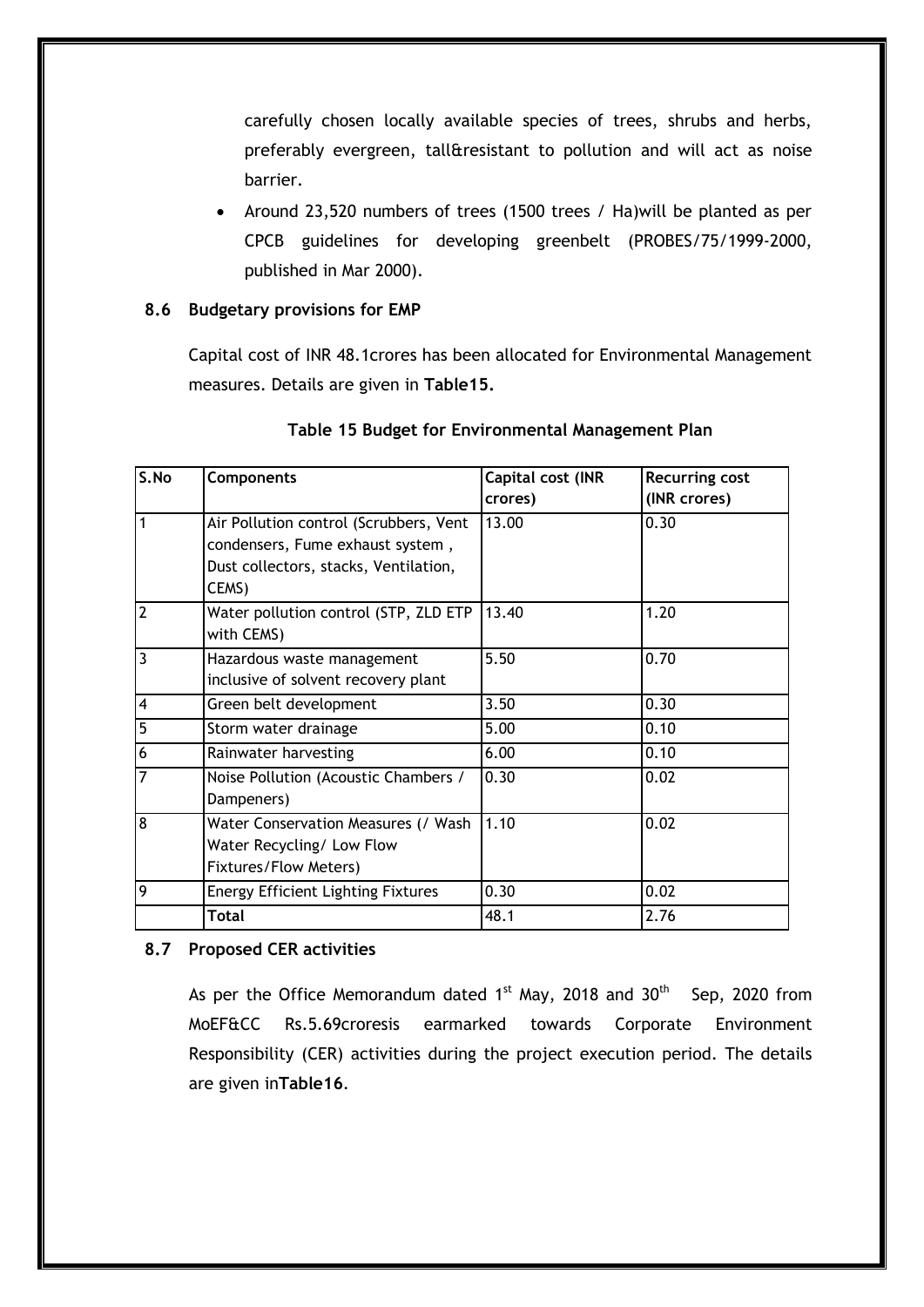carefully chosen locally available species of trees, shrubs and herbs, preferably evergreen, tall&resistant to pollution and will act as noise barrier.

- Around 23,520 numbers of trees (1500 trees / Ha)will be planted as per CPCB guidelines for developing greenbelt (PROBES/75/1999-2000, published in Mar 2000).

### 8.6 Budgetary provisions for EMP

Capital cost of INR 48.1crores has been allocated for Environmental Management measures. Details are given in **Table15.**

**Table 15 Budget for Environmental Management Plan**

| S.No | Components | Capital cost (INR crores) | Recurring cost (INR crores) |
|---|---|---|---|
| 1 | Air Pollution control (Scrubbers, Vent condensers, Fume exhaust system , Dust collectors, stacks, Ventilation, CEMS) | 13.00 | 0.30 |
| 2 | Water pollution control (STP, ZLD ETP with CEMS) | 13.40 | 1.20 |
| 3 | Hazardous waste management inclusive of solvent recovery plant | 5.50 | 0.70 |
| 4 | Green belt development | 3.50 | 0.30 |
| 5 | Storm water drainage | 5.00 | 0.10 |
| 6 | Rainwater harvesting | 6.00 | 0.10 |
| 7 | Noise Pollution (Acoustic Chambers / Dampeners) | 0.30 | 0.02 |
| 8 | Water Conservation Measures (/ Wash Water Recycling/ Low Flow Fixtures/Flow Meters) | 1.10 | 0.02 |
| 9 | Energy Efficient Lighting Fixtures | 0.30 | 0.02 |
| | **Total** | 48.1 | 2.76 |

### 8.7 Proposed CER activities

As per the Office Memorandum dated 1st May, 2018 and 30th Sep, 2020 from MoEF&CC Rs.5.69croresis earmarked towards Corporate Environment Responsibility (CER) activities during the project execution period. The details are given in**Table16**.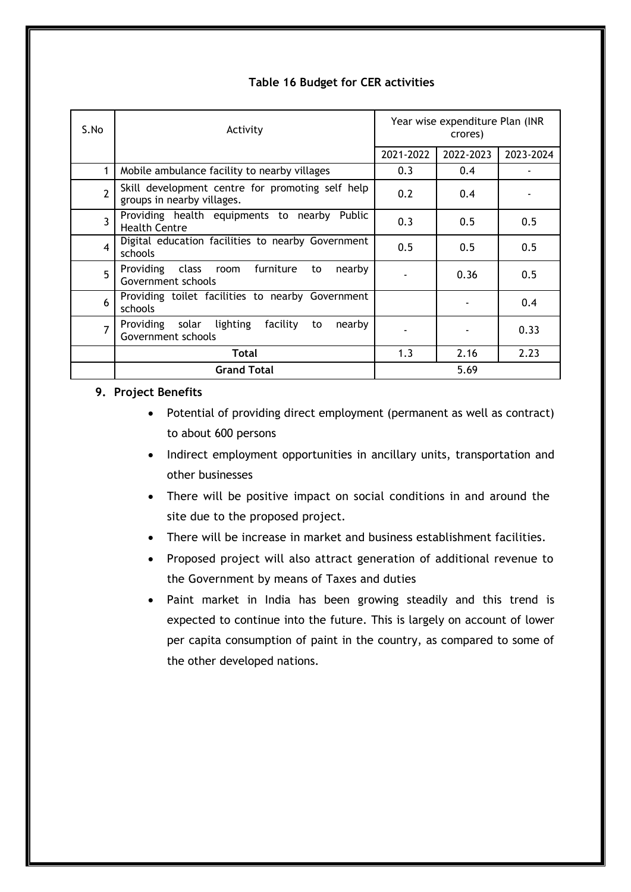**Table 16 Budget for CER activities**

| S.No | Activity | Year wise expenditure Plan (INR crores) | | |
|---|---|---|---|---|
| | | 2021-2022 | 2022-2023 | 2023-2024 |
| 1 | Mobile ambulance facility to nearby villages | 0.3 | 0.4 | - |
| 2 | Skill development centre for promoting self help groups in nearby villages. | 0.2 | 0.4 | - |
| 3 | Providing health equipments to nearby Public Health Centre | 0.3 | 0.5 | 0.5 |
| 4 | Digital education facilities to nearby Government schools | 0.5 | 0.5 | 0.5 |
| 5 | Providing class room furniture to nearby Government schools | - | 0.36 | 0.5 |
| 6 | Providing toilet facilities to nearby Government schools | | - | 0.4 |
| 7 | Providing solar lighting facility to nearby Government schools | - | - | 0.33 |
| | **Total** | 1.3 | 2.16 | 2.23 |
| | **Grand Total** | 5.69 | | |

## 9. Project Benefits

- Potential of providing direct employment (permanent as well as contract) to about 600 persons
- Indirect employment opportunities in ancillary units, transportation and other businesses
- There will be positive impact on social conditions in and around the site due to the proposed project.
- There will be increase in market and business establishment facilities.
- Proposed project will also attract generation of additional revenue to the Government by means of Taxes and duties
- Paint market in India has been growing steadily and this trend is expected to continue into the future. This is largely on account of lower per capita consumption of paint in the country, as compared to some of the other developed nations.